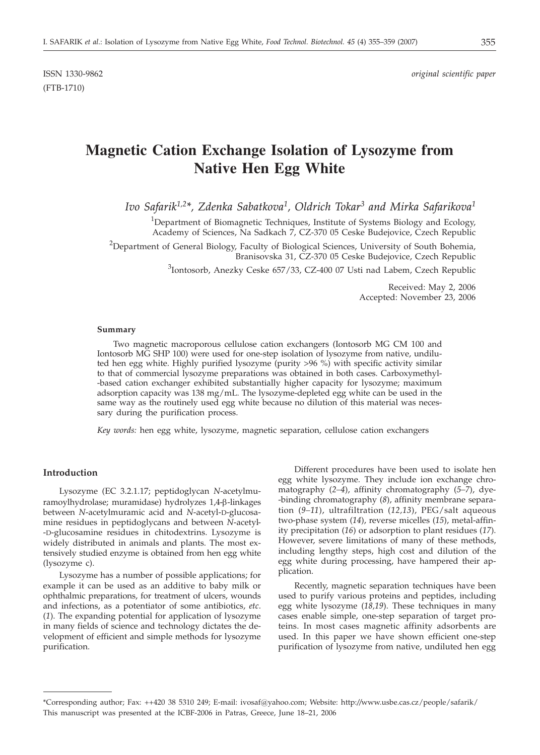ISSN 1330-9862 *original scientific paper*

(FTB-1710)

# Magnetic Cation Exchange Isolation of Lysozyme from Native Hen Egg White

*Ivo Safarik[1,2]\*, Zdenka Sabatkova[1], Oldrich Tokar[3] and Mirka Safarikova[1]*

[1]Department of Biomagnetic Techniques, Institute of Systems Biology and Ecology, Academy of Sciences, Na Sadkach 7, CZ-370 05 Ceske Budejovice, Czech Republic

[2]Department of General Biology, Faculty of Biological Sciences, University of South Bohemia, Branisovska 31, CZ-370 05 Ceske Budejovice, Czech Republic

[3]Iontosorb, Anezky Ceske 657/33, CZ-400 07 Usti nad Labem, Czech Republic

Received: May 2, 2006
Accepted: November 23, 2006

### Summary

Two magnetic macroporous cellulose cation exchangers (Iontosorb MG CM 100 and Iontosorb MG SHP 100) were used for one-step isolation of lysozyme from native, undiluted hen egg white. Highly purified lysozyme (purity >96 %) with specific activity similar to that of commercial lysozyme preparations was obtained in both cases. Carboxymethyl-based cation exchanger exhibited substantially higher capacity for lysozyme; maximum adsorption capacity was 138 mg/mL. The lysozyme-depleted egg white can be used in the same way as the routinely used egg white because no dilution of this material was necessary during the purification process.

*Key words:* hen egg white, lysozyme, magnetic separation, cellulose cation exchangers

## Introduction

Lysozyme (EC 3.2.1.17; peptidoglycan *N*-acetylmuramoylhydrolase; muramidase) hydrolyzes 1,4-β-linkages between *N*-acetylmuramic acid and *N*-acetyl-D-glucosamine residues in peptidoglycans and between *N*-acetyl-D-glucosamine residues in chitodextrins. Lysozyme is widely distributed in animals and plants. The most extensively studied enzyme is obtained from hen egg white (lysozyme c).

Lysozyme has a number of possible applications; for example it can be used as an additive to baby milk or ophthalmic preparations, for treatment of ulcers, wounds and infections, as a potentiator of some antibiotics, *etc*. (*1*). The expanding potential for application of lysozyme in many fields of science and technology dictates the development of efficient and simple methods for lysozyme purification.

Different procedures have been used to isolate hen egg white lysozyme. They include ion exchange chromatography (*2–4*), affinity chromatography (*5–7*), dye-binding chromatography (*8*), affinity membrane separation (*9–11*), ultrafiltration (*12,13*), PEG/salt aqueous two-phase system (*14*), reverse micelles (*15*), metal-affinity precipitation (*16*) or adsorption to plant residues (*17*). However, severe limitations of many of these methods, including lengthy steps, high cost and dilution of the egg white during processing, have hampered their application.

Recently, magnetic separation techniques have been used to purify various proteins and peptides, including egg white lysozyme (*18,19*). These techniques in many cases enable simple, one-step separation of target proteins. In most cases magnetic affinity adsorbents are used. In this paper we have shown efficient one-step purification of lysozyme from native, undiluted hen egg

\*Corresponding author; Fax: ++420 38 5310 249; E-mail: ivosaf@yahoo.com; Website: http://www.usbe.cas.cz/people/safarik/
This manuscript was presented at the ICBF-2006 in Patras, Greece, June 18–21, 2006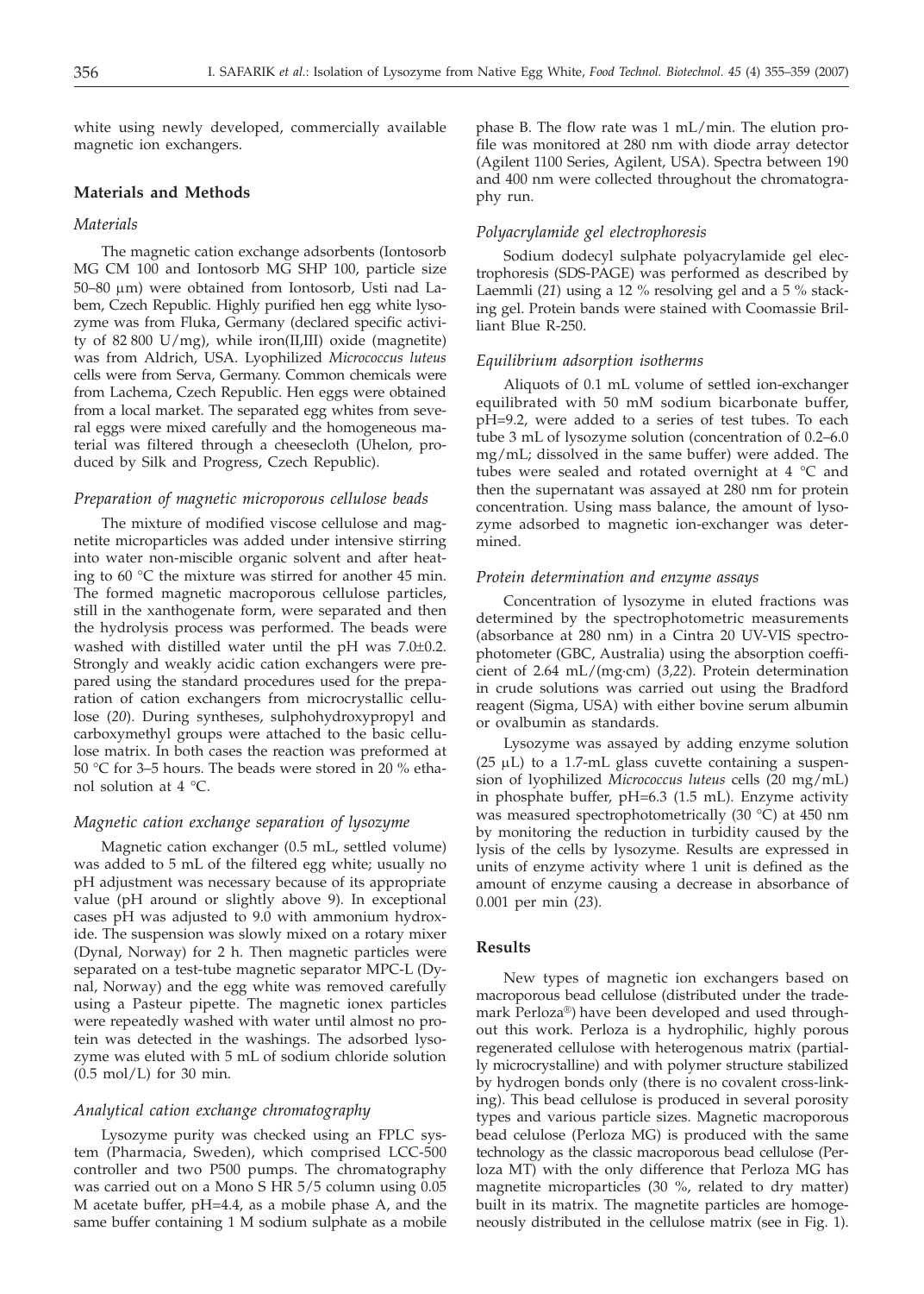white using newly developed, commercially available magnetic ion exchangers.

## Materials and Methods

### Materials

The magnetic cation exchange adsorbents (Iontosorb MG CM 100 and Iontosorb MG SHP 100, particle size 50–80 μm) were obtained from Iontosorb, Usti nad Labem, Czech Republic. Highly purified hen egg white lysozyme was from Fluka, Germany (declared specific activity of 82 800 U/mg), while iron(II,III) oxide (magnetite) was from Aldrich, USA. Lyophilized *Micrococcus luteus* cells were from Serva, Germany. Common chemicals were from Lachema, Czech Republic. Hen eggs were obtained from a local market. The separated egg whites from several eggs were mixed carefully and the homogeneous material was filtered through a cheesecloth (Uhelon, produced by Silk and Progress, Czech Republic).

### Preparation of magnetic microporous cellulose beads

The mixture of modified viscose cellulose and magnetite microparticles was added under intensive stirring into water non-miscible organic solvent and after heating to 60 °C the mixture was stirred for another 45 min. The formed magnetic macroporous cellulose particles, still in the xanthogenate form, were separated and then the hydrolysis process was performed. The beads were washed with distilled water until the pH was 7.0±0.2. Strongly and weakly acidic cation exchangers were prepared using the standard procedures used for the preparation of cation exchangers from microcrystallic cellulose (*20*). During syntheses, sulphohydroxypropyl and carboxymethyl groups were attached to the basic cellulose matrix. In both cases the reaction was performed at 50 °C for 3–5 hours. The beads were stored in 20 % ethanol solution at 4 °C.

### Magnetic cation exchange separation of lysozyme

Magnetic cation exchanger (0.5 mL, settled volume) was added to 5 mL of the filtered egg white; usually no pH adjustment was necessary because of its appropriate value (pH around or slightly above 9). In exceptional cases pH was adjusted to 9.0 with ammonium hydroxide. The suspension was slowly mixed on a rotary mixer (Dynal, Norway) for 2 h. Then magnetic particles were separated on a test-tube magnetic separator MPC-L (Dynal, Norway) and the egg white was removed carefully using a Pasteur pipette. The magnetic ionex particles were repeatedly washed with water until almost no protein was detected in the washings. The adsorbed lysozyme was eluted with 5 mL of sodium chloride solution (0.5 mol/L) for 30 min.

### Analytical cation exchange chromatography

Lysozyme purity was checked using an FPLC system (Pharmacia, Sweden), which comprised LCC-500 controller and two P500 pumps. The chromatography was carried out on a Mono S HR 5/5 column using 0.05 M acetate buffer, pH=4.4, as a mobile phase A, and the same buffer containing 1 M sodium sulphate as a mobile phase B. The flow rate was 1 mL/min. The elution profile was monitored at 280 nm with diode array detector (Agilent 1100 Series, Agilent, USA). Spectra between 190 and 400 nm were collected throughout the chromatography run.

### Polyacrylamide gel electrophoresis

Sodium dodecyl sulphate polyacrylamide gel electrophoresis (SDS-PAGE) was performed as described by Laemmli (*21*) using a 12 % resolving gel and a 5 % stacking gel. Protein bands were stained with Coomassie Brilliant Blue R-250.

### Equilibrium adsorption isotherms

Aliquots of 0.1 mL volume of settled ion-exchanger equilibrated with 50 mM sodium bicarbonate buffer, pH=9.2, were added to a series of test tubes. To each tube 3 mL of lysozyme solution (concentration of 0.2–6.0 mg/mL; dissolved in the same buffer) were added. The tubes were sealed and rotated overnight at 4 °C and then the supernatant was assayed at 280 nm for protein concentration. Using mass balance, the amount of lysozyme adsorbed to magnetic ion-exchanger was determined.

### Protein determination and enzyme assays

Concentration of lysozyme in eluted fractions was determined by the spectrophotometric measurements (absorbance at 280 nm) in a Cintra 20 UV-VIS spectrophotometer (GBC, Australia) using the absorption coefficient of 2.64 mL/(mg·cm) (*3,22*). Protein determination in crude solutions was carried out using the Bradford reagent (Sigma, USA) with either bovine serum albumin or ovalbumin as standards.

Lysozyme was assayed by adding enzyme solution (25 μL) to a 1.7-mL glass cuvette containing a suspension of lyophilized *Micrococcus luteus* cells (20 mg/mL) in phosphate buffer, pH=6.3 (1.5 mL). Enzyme activity was measured spectrophotometrically (30 °C) at 450 nm by monitoring the reduction in turbidity caused by the lysis of the cells by lysozyme. Results are expressed in units of enzyme activity where 1 unit is defined as the amount of enzyme causing a decrease in absorbance of 0.001 per min (*23*).

## Results

New types of magnetic ion exchangers based on macroporous bead cellulose (distributed under the trademark Perloza®) have been developed and used throughout this work. Perloza is a hydrophilic, highly porous regenerated cellulose with heterogenous matrix (partially microcrystalline) and with polymer structure stabilized by hydrogen bonds only (there is no covalent cross-linking). This bead cellulose is produced in several porosity types and various particle sizes. Magnetic macroporous bead celulose (Perloza MG) is produced with the same technology as the classic macroporous bead cellulose (Perloza MT) with the only difference that Perloza MG has magnetite microparticles (30 %, related to dry matter) built in its matrix. The magnetite particles are homogeneously distributed in the cellulose matrix (see in Fig. 1).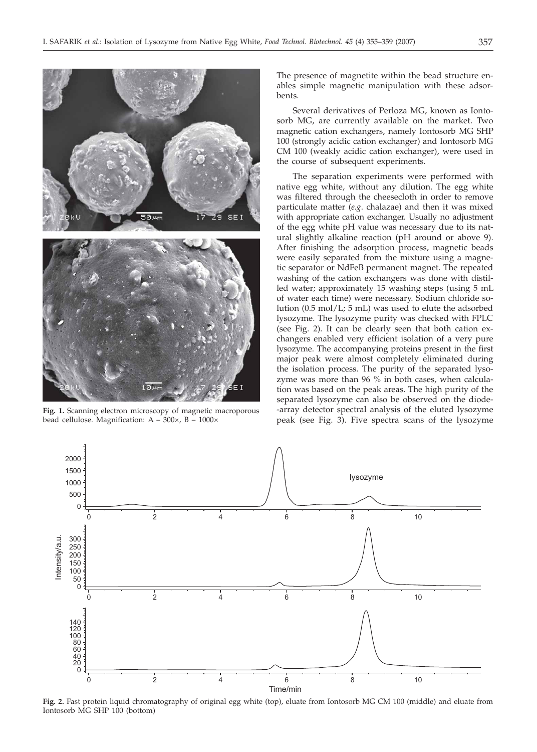**Fig. 1.** Scanning electron microscopy of magnetic macroporous bead cellulose. Magnification: A – 300×, B – 1000×

The presence of magnetite within the bead structure enables simple magnetic manipulation with these adsorbents.

Several derivatives of Perloza MG, known as Iontosorb MG, are currently available on the market. Two magnetic cation exchangers, namely Iontosorb MG SHP 100 (strongly acidic cation exchanger) and Iontosorb MG CM 100 (weakly acidic cation exchanger), were used in the course of subsequent experiments.

The separation experiments were performed with native egg white, without any dilution. The egg white was filtered through the cheesecloth in order to remove particulate matter (*e.g.* chalazae) and then it was mixed with appropriate cation exchanger. Usually no adjustment of the egg white pH value was necessary due to its natural slightly alkaline reaction (pH around or above 9). After finishing the adsorption process, magnetic beads were easily separated from the mixture using a magnetic separator or NdFeB permanent magnet. The repeated washing of the cation exchangers was done with distilled water; approximately 15 washing steps (using 5 mL of water each time) were necessary. Sodium chloride solution (0.5 mol/L; 5 mL) was used to elute the adsorbed lysozyme. The lysozyme purity was checked with FPLC (see Fig. 2). It can be clearly seen that both cation exchangers enabled very efficient isolation of a very pure lysozyme. The accompanying proteins present in the first major peak were almost completely eliminated during the isolation process. The purity of the separated lysozyme was more than 96 % in both cases, when calculation was based on the peak areas. The high purity of the separated lysozyme can also be observed on the diode-array detector spectral analysis of the eluted lysozyme peak (see Fig. 3). Five spectra scans of the lysozyme

**Fig. 2.** Fast protein liquid chromatography of original egg white (top), eluate from Iontosorb MG CM 100 (middle) and eluate from Iontosorb MG SHP 100 (bottom)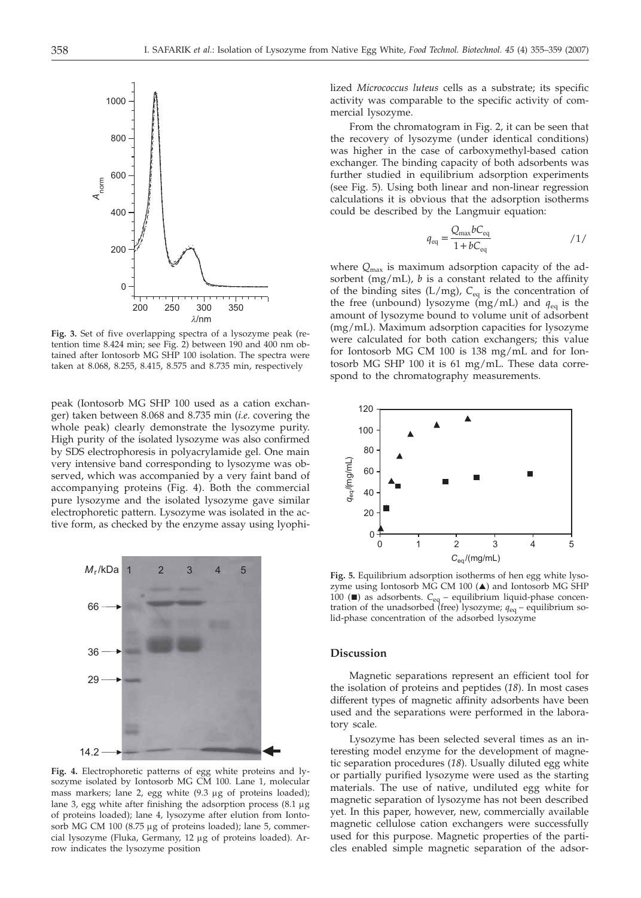**Fig. 3.** Set of five overlapping spectra of a lysozyme peak (retention time 8.424 min; see Fig. 2) between 190 and 400 nm obtained after Iontosorb MG SHP 100 isolation. The spectra were taken at 8.068, 8.255, 8.415, 8.575 and 8.735 min, respectively

peak (Iontosorb MG SHP 100 used as a cation exchanger) taken between 8.068 and 8.735 min (*i.e.* covering the whole peak) clearly demonstrate the lysozyme purity. High purity of the isolated lysozyme was also confirmed by SDS electrophoresis in polyacrylamide gel. One main very intensive band corresponding to lysozyme was observed, which was accompanied by a very faint band of accompanying proteins (Fig. 4). Both the commercial pure lysozyme and the isolated lysozyme gave similar electrophoretic pattern. Lysozyme was isolated in the active form, as checked by the enzyme assay using lyophilized *Micrococcus luteus* cells as a substrate; its specific activity was comparable to the specific activity of commercial lysozyme.

**Fig. 4.** Electrophoretic patterns of egg white proteins and lysozyme isolated by Iontosorb MG CM 100. Lane 1, molecular mass markers; lane 2, egg white (9.3 µg of proteins loaded); lane 3, egg white after finishing the adsorption process (8.1 µg of proteins loaded); lane 4, lysozyme after elution from Iontosorb MG CM 100 (8.75 µg of proteins loaded); lane 5, commercial lysozyme (Fluka, Germany, 12 µg of proteins loaded). Arrow indicates the lysozyme position

From the chromatogram in Fig. 2, it can be seen that the recovery of lysozyme (under identical conditions) was higher in the case of carboxymethyl-based cation exchanger. The binding capacity of both adsorbents was further studied in equilibrium adsorption experiments (see Fig. 5). Using both linear and non-linear regression calculations it is obvious that the adsorption isotherms could be described by the Langmuir equation:

$$q_{eq} = \frac{Q_{max} b C_{eq}}{1 + b C_{eq}} \qquad /1/$$

where $Q_{max}$ is maximum adsorption capacity of the adsorbent (mg/mL), $b$ is a constant related to the affinity of the binding sites (L/mg), $C_{eq}$ is the concentration of the free (unbound) lysozyme (mg/mL) and $q_{eq}$ is the amount of lysozyme bound to volume unit of adsorbent (mg/mL). Maximum adsorption capacities for lysozyme were calculated for both cation exchangers; this value for Iontosorb MG CM 100 is 138 mg/mL and for Iontosorb MG SHP 100 it is 61 mg/mL. These data correspond to the chromatography measurements.

**Fig. 5.** Equilibrium adsorption isotherms of hen egg white lysozyme using Iontosorb MG CM 100 (▲) and Iontosorb MG SHP 100 (■) as adsorbents. $C_{eq}$ – equilibrium liquid-phase concentration of the unadsorbed (free) lysozyme; $q_{eq}$ – equilibrium solid-phase concentration of the adsorbed lysozyme

## Discussion

Magnetic separations represent an efficient tool for the isolation of proteins and peptides (*18*). In most cases different types of magnetic affinity adsorbents have been used and the separations were performed in the laboratory scale.

Lysozyme has been selected several times as an interesting model enzyme for the development of magnetic separation procedures (*18*). Usually diluted egg white or partially purified lysozyme were used as the starting materials. The use of native, undiluted egg white for magnetic separation of lysozyme has not been described yet. In this paper, however, new, commercially available magnetic cellulose cation exchangers were successfully used for this purpose. Magnetic properties of the particles enabled simple magnetic separation of the adsor-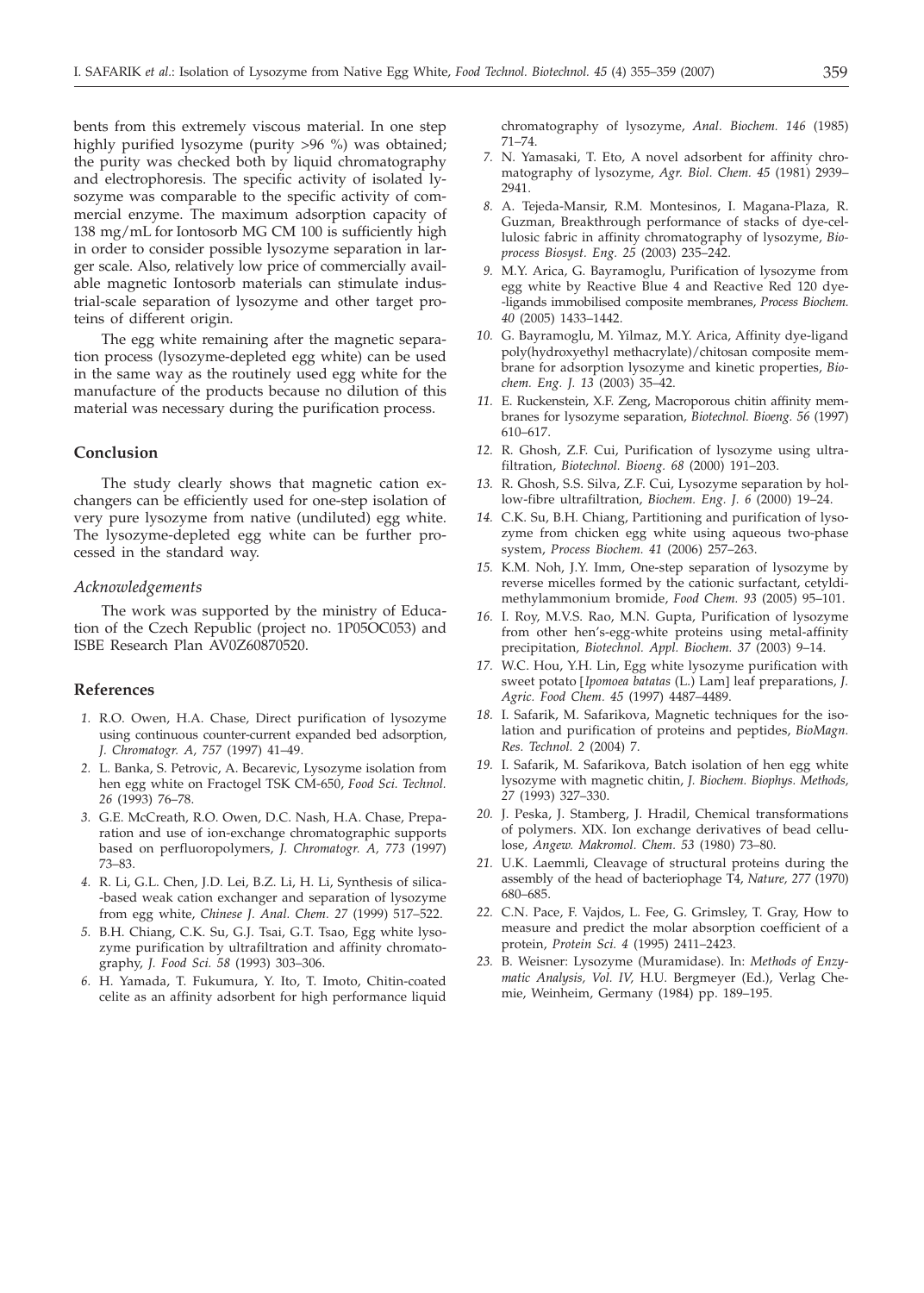bents from this extremely viscous material. In one step highly purified lysozyme (purity >96 %) was obtained; the purity was checked both by liquid chromatography and electrophoresis. The specific activity of isolated lysozyme was comparable to the specific activity of commercial enzyme. The maximum adsorption capacity of 138 mg/mL for Iontosorb MG CM 100 is sufficiently high in order to consider possible lysozyme separation in larger scale. Also, relatively low price of commercially available magnetic Iontosorb materials can stimulate industrial-scale separation of lysozyme and other target proteins of different origin.

The egg white remaining after the magnetic separation process (lysozyme-depleted egg white) can be used in the same way as the routinely used egg white for the manufacture of the products because no dilution of this material was necessary during the purification process.

## Conclusion

The study clearly shows that magnetic cation exchangers can be efficiently used for one-step isolation of very pure lysozyme from native (undiluted) egg white. The lysozyme-depleted egg white can be further processed in the standard way.

### *Acknowledgements*

The work was supported by the ministry of Education of the Czech Republic (project no. 1P05OC053) and ISBE Research Plan AV0Z60870520.

## References

1. R.O. Owen, H.A. Chase, Direct purification of lysozyme using continuous counter-current expanded bed adsorption, *J. Chromatogr. A, 757* (1997) 41–49.
2. L. Banka, S. Petrovic, A. Becarevic, Lysozyme isolation from hen egg white on Fractogel TSK CM-650, *Food Sci. Technol. 26* (1993) 76–78.
3. G.E. McCreath, R.O. Owen, D.C. Nash, H.A. Chase, Preparation and use of ion-exchange chromatographic supports based on perfluoropolymers, *J. Chromatogr. A, 773* (1997) 73–83.
4. R. Li, G.L. Chen, J.D. Lei, B.Z. Li, H. Li, Synthesis of silica-based weak cation exchanger and separation of lysozyme from egg white, *Chinese J. Anal. Chem. 27* (1999) 517–522.
5. B.H. Chiang, C.K. Su, G.J. Tsai, G.T. Tsao, Egg white lysozyme purification by ultrafiltration and affinity chromatography, *J. Food Sci. 58* (1993) 303–306.
6. H. Yamada, T. Fukumura, Y. Ito, T. Imoto, Chitin-coated celite as an affinity adsorbent for high performance liquid chromatography of lysozyme, *Anal. Biochem. 146* (1985) 71–74.
7. N. Yamasaki, T. Eto, A novel adsorbent for affinity chromatography of lysozyme, *Agr. Biol. Chem. 45* (1981) 2939–2941.
8. A. Tejeda-Mansir, R.M. Montesinos, I. Magana-Plaza, R. Guzman, Breakthrough performance of stacks of dye-cellulosic fabric in affinity chromatography of lysozyme, *Bioprocess Biosyst. Eng. 25* (2003) 235–242.
9. M.Y. Arica, G. Bayramoglu, Purification of lysozyme from egg white by Reactive Blue 4 and Reactive Red 120 dye-ligands immobilised composite membranes, *Process Biochem. 40* (2005) 1433–1442.
10. G. Bayramoglu, M. Yilmaz, M.Y. Arica, Affinity dye-ligand poly(hydroxyethyl methacrylate)/chitosan composite membrane for adsorption lysozyme and kinetic properties, *Biochem. Eng. J. 13* (2003) 35–42.
11. E. Ruckenstein, X.F. Zeng, Macroporous chitin affinity membranes for lysozyme separation, *Biotechnol. Bioeng. 56* (1997) 610–617.
12. R. Ghosh, Z.F. Cui, Purification of lysozyme using ultrafiltration, *Biotechnol. Bioeng. 68* (2000) 191–203.
13. R. Ghosh, S.S. Silva, Z.F. Cui, Lysozyme separation by hollow-fibre ultrafiltration, *Biochem. Eng. J. 6* (2000) 19–24.
14. C.K. Su, B.H. Chiang, Partitioning and purification of lysozyme from chicken egg white using aqueous two-phase system, *Process Biochem. 41* (2006) 257–263.
15. K.M. Noh, J.Y. Imm, One-step separation of lysozyme by reverse micelles formed by the cationic surfactant, cetyldimethylammonium bromide, *Food Chem. 93* (2005) 95–101.
16. I. Roy, M.V.S. Rao, M.N. Gupta, Purification of lysozyme from other hen's-egg-white proteins using metal-affinity precipitation, *Biotechnol. Appl. Biochem. 37* (2003) 9–14.
17. W.C. Hou, Y.H. Lin, Egg white lysozyme purification with sweet potato [*Ipomoea batatas* (L.) Lam] leaf preparations, *J. Agric. Food Chem. 45* (1997) 4487–4489.
18. I. Safarik, M. Safarikova, Magnetic techniques for the isolation and purification of proteins and peptides, *BioMagn. Res. Technol. 2* (2004) 7.
19. I. Safarik, M. Safarikova, Batch isolation of hen egg white lysozyme with magnetic chitin, *J. Biochem. Biophys. Methods, 27* (1993) 327–330.
20. J. Peska, J. Stamberg, J. Hradil, Chemical transformations of polymers. XIX. Ion exchange derivatives of bead cellulose, *Angew. Makromol. Chem. 53* (1980) 73–80.
21. U.K. Laemmli, Cleavage of structural proteins during the assembly of the head of bacteriophage T4, *Nature, 277* (1970) 680–685.
22. C.N. Pace, F. Vajdos, L. Fee, G. Grimsley, T. Gray, How to measure and predict the molar absorption coefficient of a protein, *Protein Sci. 4* (1995) 2411–2423.
23. B. Weisner: Lysozyme (Muramidase). In: *Methods of Enzymatic Analysis, Vol. IV,* H.U. Bergmeyer (Ed.), Verlag Chemie, Weinheim, Germany (1984) pp. 189–195.